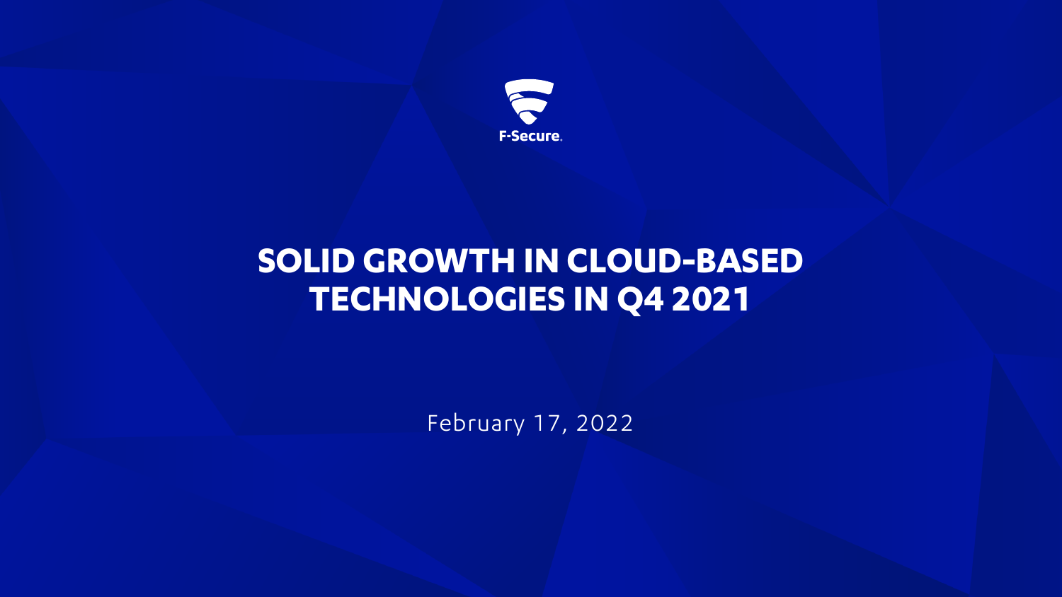F-Secure.

# SOLID GROWTH IN CLOUD-BASED TECHNOLOGIES IN Q4 2021

February 17, 2022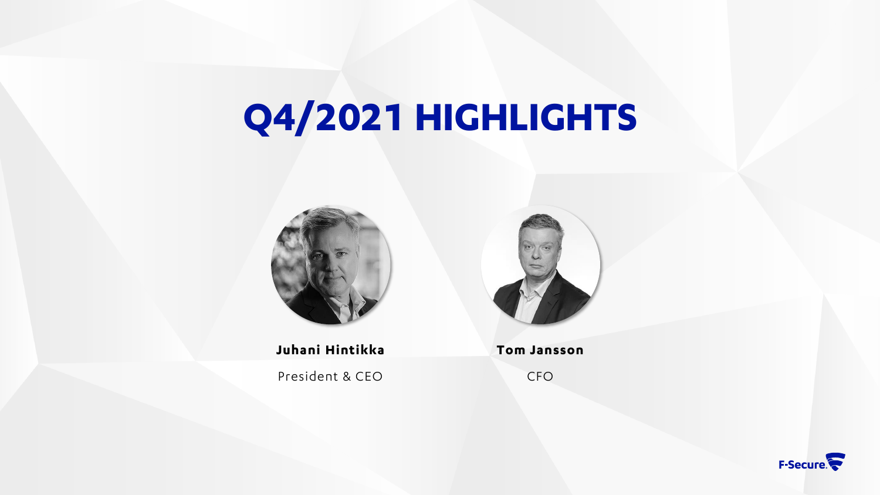# Q4/2021 HIGHLIGHTS

**Juhani Hintikka**

President & CEO

**Tom Jansson**

CFO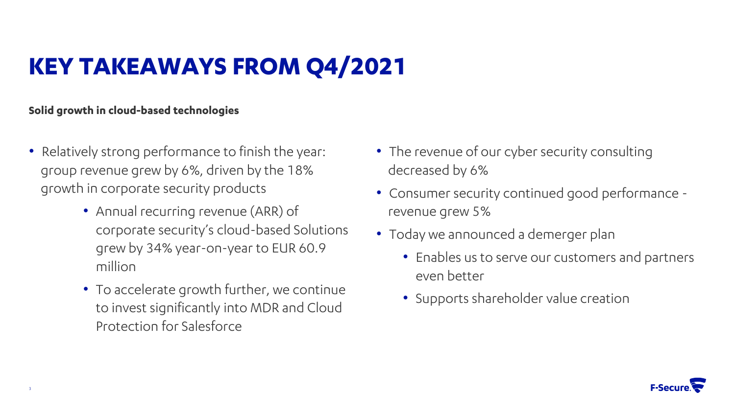# KEY TAKEAWAYS FROM Q4/2021

**Solid growth in cloud-based technologies**

- Relatively strong performance to finish the year: group revenue grew by 6%, driven by the 18% growth in corporate security products
  - Annual recurring revenue (ARR) of corporate security's cloud-based Solutions grew by 34% year-on-year to EUR 60.9 million
  - To accelerate growth further, we continue to invest significantly into MDR and Cloud Protection for Salesforce
- The revenue of our cyber security consulting decreased by 6%
- Consumer security continued good performance - revenue grew 5%
- Today we announced a demerger plan
  - Enables us to serve our customers and partners even better
  - Supports shareholder value creation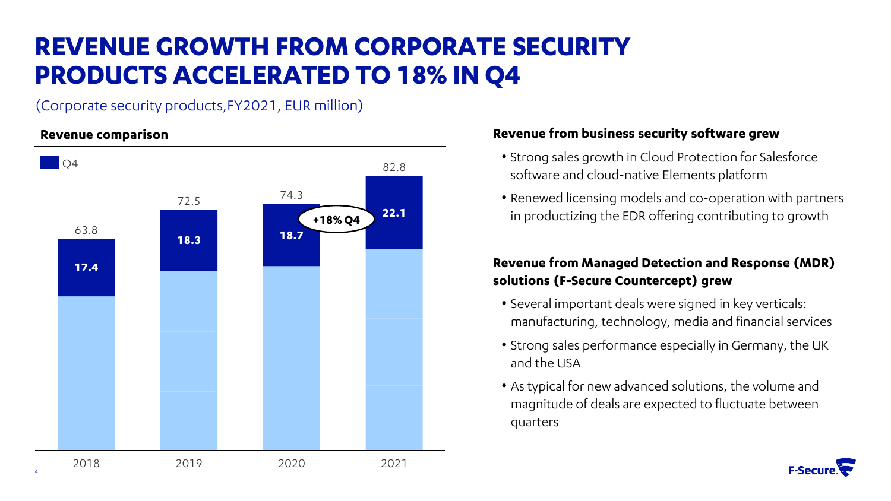# REVENUE GROWTH FROM CORPORATE SECURITY PRODUCTS ACCELERATED TO 18% IN Q4

(Corporate security products,FY2021, EUR million)

**Revenue comparison**

| Year | Total | Q4 |
|---|---|---|
| 2018 | 63.8 | 17.4 |
| 2019 | 72.5 | 18.3 |
| 2020 | 74.3 | 18.7 |
| 2021 | 82.8 | 22.1 |

+18% Q4

**Revenue from business security software grew**

- Strong sales growth in Cloud Protection for Salesforce software and cloud-native Elements platform
- Renewed licensing models and co-operation with partners in productizing the EDR offering contributing to growth

**Revenue from Managed Detection and Response (MDR) solutions (F-Secure Countercept) grew**

- Several important deals were signed in key verticals: manufacturing, technology, media and financial services
- Strong sales performance especially in Germany, the UK and the USA
- As typical for new advanced solutions, the volume and magnitude of deals are expected to fluctuate between quarters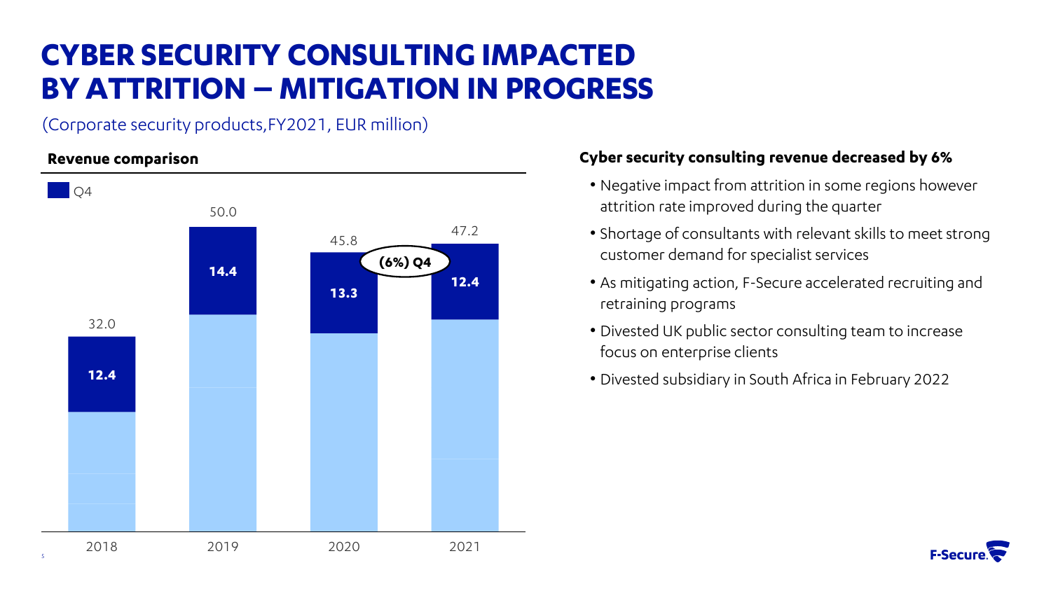# CYBER SECURITY CONSULTING IMPACTED BY ATTRITION – MITIGATION IN PROGRESS

(Corporate security products,FY2021, EUR million)

**Revenue comparison**

| Year | Total | Q4 |
|---|---|---|
| 2018 | 32.0 | 12.4 |
| 2019 | 50.0 | 14.4 |
| 2020 | 45.8 | 13.3 |
| 2021 | 47.2 | 12.4 |

(6%) Q4

**Cyber security consulting revenue decreased by 6%**

- Negative impact from attrition in some regions however attrition rate improved during the quarter
- Shortage of consultants with relevant skills to meet strong customer demand for specialist services
- As mitigating action, F-Secure accelerated recruiting and retraining programs
- Divested UK public sector consulting team to increase focus on enterprise clients
- Divested subsidiary in South Africa in February 2022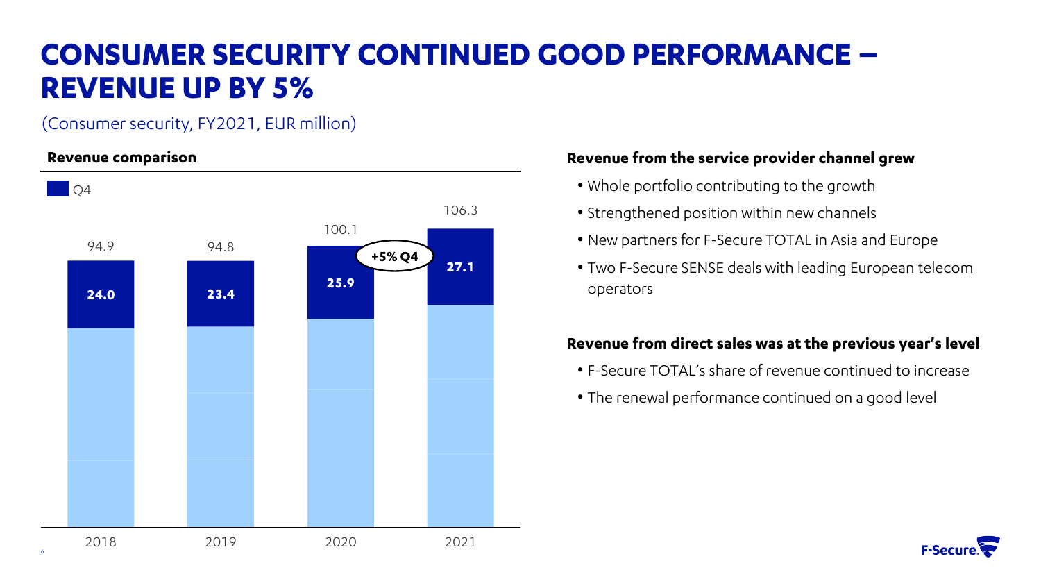# CONSUMER SECURITY CONTINUED GOOD PERFORMANCE – REVENUE UP BY 5%

(Consumer security, FY2021, EUR million)

### Revenue comparison

| Year | Total | Q4 |
| --- | --- | --- |
| 2018 | 94.9 | 24.0 |
| 2019 | 94.8 | 23.4 |
| 2020 | 100.1 | 25.9 |
| 2021 | 106.3 | 27.1 |

+5% Q4

### Revenue from the service provider channel grew

- Whole portfolio contributing to the growth
- Strengthened position within new channels
- New partners for F-Secure TOTAL in Asia and Europe
- Two F-Secure SENSE deals with leading European telecom operators

### Revenue from direct sales was at the previous year's level

- F-Secure TOTAL's share of revenue continued to increase
- The renewal performance continued on a good level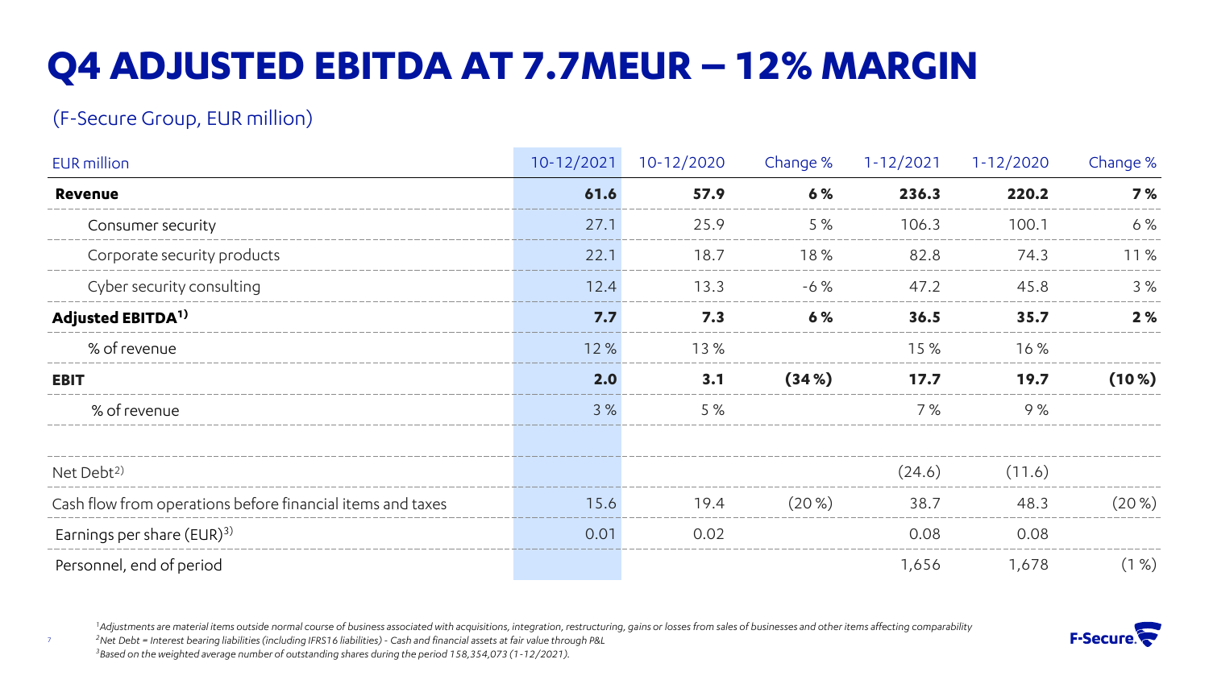# Q4 ADJUSTED EBITDA AT 7.7MEUR – 12% MARGIN

(F-Secure Group, EUR million)

| EUR million | 10-12/2021 | 10-12/2020 | Change % | 1-12/2021 | 1-12/2020 | Change % |
|---|---|---|---|---|---|---|
| **Revenue** | **61.6** | **57.9** | **6 %** | **236.3** | **220.2** | **7 %** |
| Consumer security | 27.1 | 25.9 | 5 % | 106.3 | 100.1 | 6 % |
| Corporate security products | 22.1 | 18.7 | 18 % | 82.8 | 74.3 | 11 % |
| Cyber security consulting | 12.4 | 13.3 | -6 % | 47.2 | 45.8 | 3 % |
| **Adjusted EBITDA[1)]** | **7.7** | **7.3** | **6 %** | **36.5** | **35.7** | **2 %** |
| % of revenue | 12 % | 13 % | | 15 % | 16 % | |
| **EBIT** | **2.0** | **3.1** | **(34 %)** | **17.7** | **19.7** | **(10 %)** |
| % of revenue | 3 % | 5 % | | 7 % | 9 % | |
| | | | | | | |
| Net Debt[2)] | | | | (24.6) | (11.6) | |
| Cash flow from operations before financial items and taxes | 15.6 | 19.4 | (20 %) | 38.7 | 48.3 | (20 %) |
| Earnings per share (EUR)[3)] | 0.01 | 0.02 | | 0.08 | 0.08 | |
| Personnel, end of period | | | | 1,656 | 1,678 | (1 %) |

*[1]Adjustments are material items outside normal course of business associated with acquisitions, integration, restructuring, gains or losses from sales of businesses and other items affecting comparability*
*[2]Net Debt = Interest bearing liabilities (including IFRS16 liabilities) - Cash and financial assets at fair value through P&L*
*[3]Based on the weighted average number of outstanding shares during the period 158,354,073 (1-12/2021).*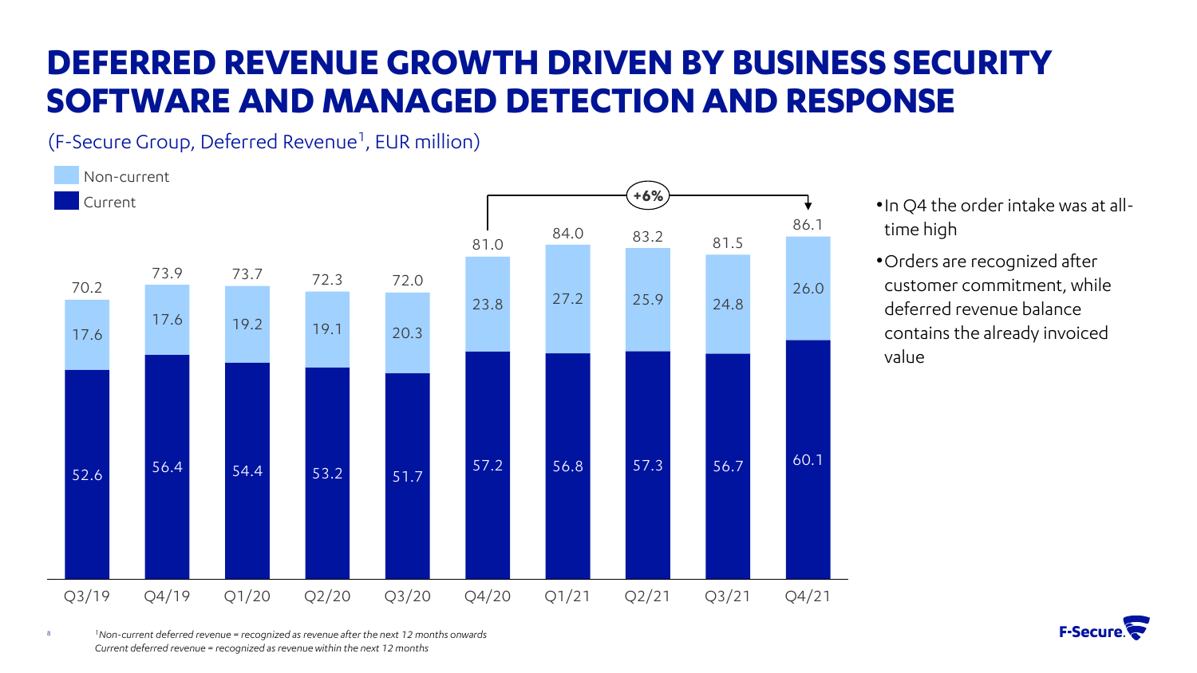# DEFERRED REVENUE GROWTH DRIVEN BY BUSINESS SECURITY SOFTWARE AND MANAGED DETECTION AND RESPONSE

(F-Secure Group, Deferred Revenue[1], EUR million)

| | Q3/19 | Q4/19 | Q1/20 | Q2/20 | Q3/20 | Q4/20 | Q1/21 | Q2/21 | Q3/21 | Q4/21 |
|---|---|---|---|---|---|---|---|---|---|---|
| Non-current | 17.6 | 17.6 | 19.2 | 19.1 | 20.3 | 23.8 | 27.2 | 25.9 | 24.8 | 26.0 |
| Current | 52.6 | 56.4 | 54.4 | 53.2 | 51.7 | 57.2 | 56.8 | 57.3 | 56.7 | 60.1 |
| Total | 70.2 | 73.9 | 73.7 | 72.3 | 72.0 | 81.0 | 84.0 | 83.2 | 81.5 | 86.1 |

+6% (Q4/20 to Q4/21)

- In Q4 the order intake was at all-time high
- Orders are recognized after customer commitment, while deferred revenue balance contains the already invoiced value

[1]*Non-current deferred revenue = recognized as revenue after the next 12 months onwards*
*Current deferred revenue = recognized as revenue within the next 12 months*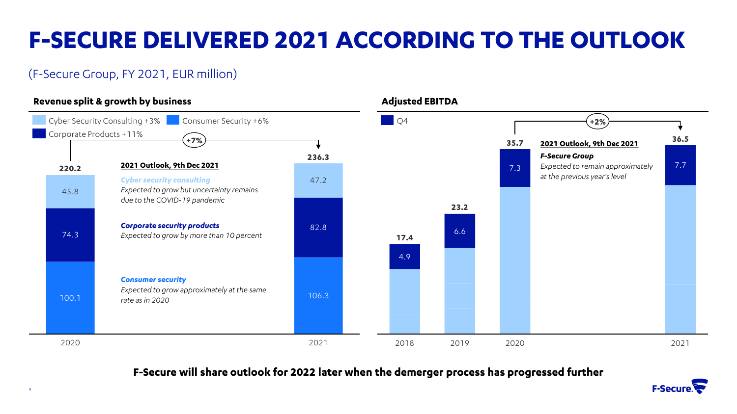# F-SECURE DELIVERED 2021 ACCORDING TO THE OUTLOOK

(F-Secure Group, FY 2021, EUR million)

## Revenue split & growth by business

Cyber Security Consulting +3% | Consumer Security +6% | Corporate Products +11%

Total growth: +7%

| | 2020 | 2021 |
|---|---|---|
| Cyber Security Consulting | 45.8 | 47.2 |
| Corporate Products | 74.3 | 82.8 |
| Consumer Security | 100.1 | 106.3 |
| **Total** | **220.2** | **236.3** |

**2021 Outlook, 9th Dec 2021**

***Cyber security consulting***
*Expected to grow but uncertainty remains due to the COVID-19 pandemic*

***Corporate security products***
*Expected to grow by more than 10 percent*

***Consumer security***
*Expected to grow approximately at the same rate as in 2020*

## Adjusted EBITDA

| | 2018 | 2019 | 2020 | 2021 |
|---|---|---|---|---|
| Q4 | 4.9 | 6.6 | 7.3 | 7.7 |
| **Total** | **17.4** | **23.2** | **35.7** | **36.5** |

2020 to 2021: +2%

**2021 Outlook, 9th Dec 2021**

***F-Secure Group***
*Expected to remain approximately at the previous year's level*

**F-Secure will share outlook for 2022 later when the demerger process has progressed further**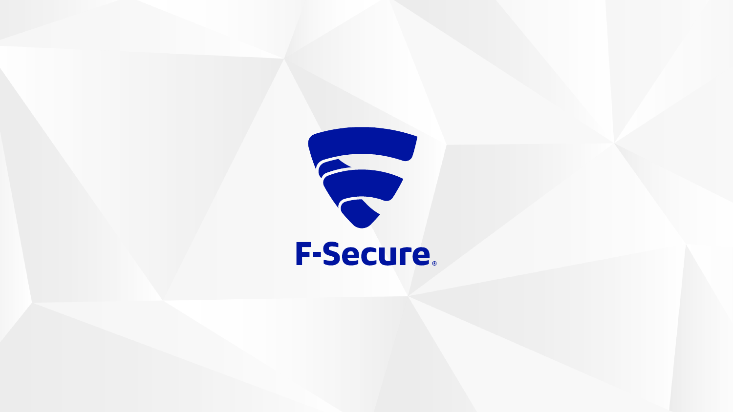F-Secure®